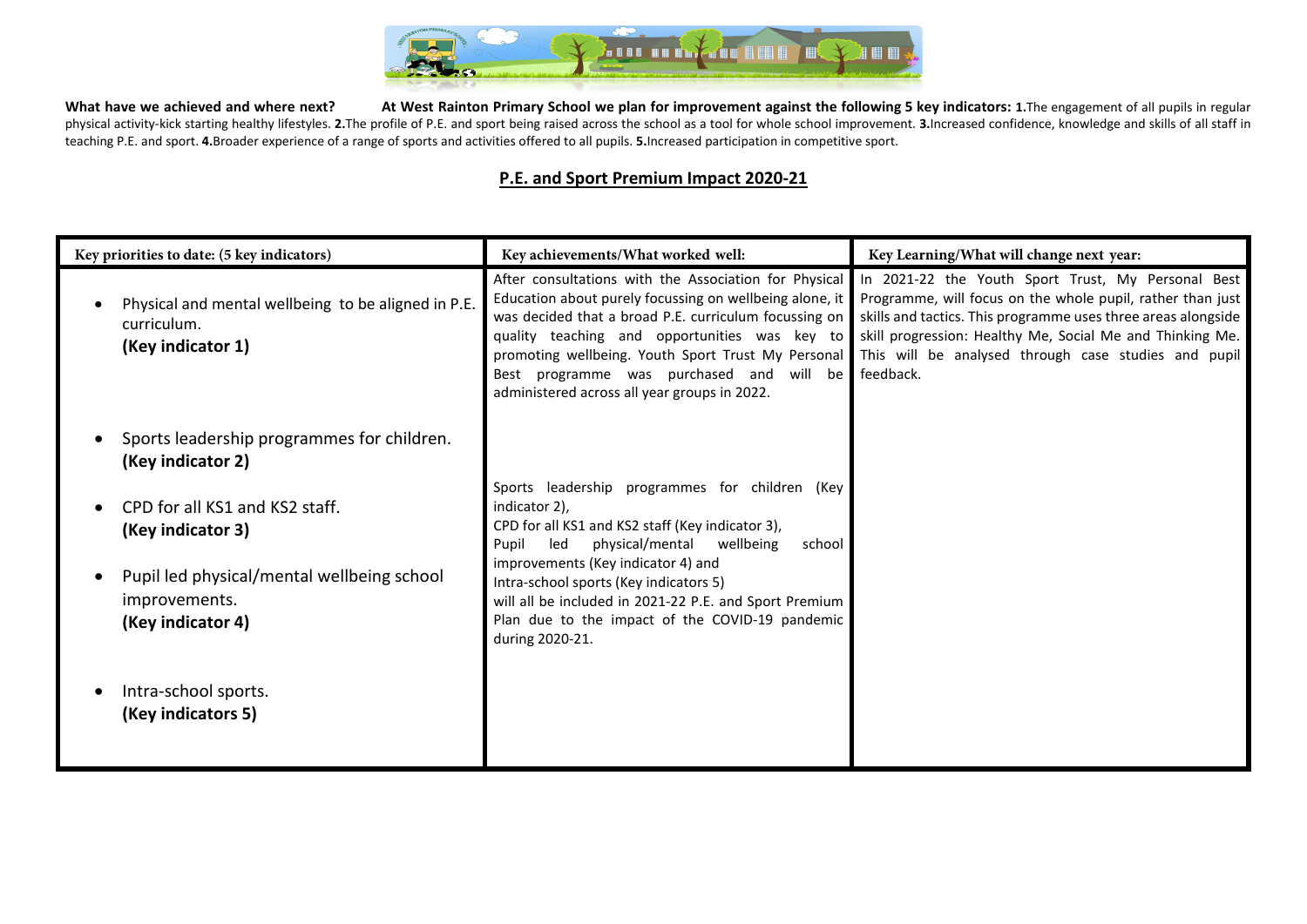**What have we achieved and where next?** **At West Rainton Primary School we plan for improvement against the following 5 key indicators: 1.**The engagement of all pupils in regular physical activity-kick starting healthy lifestyles. **2.**The profile of P.E. and sport being raised across the school as a tool for whole school improvement. **3.**Increased confidence, knowledge and skills of all staff in teaching P.E. and sport. **4.**Broader experience of a range of sports and activities offered to all pupils. **5.**Increased participation in competitive sport.

## P.E. and Sport Premium Impact 2020-21

| Key priorities to date: (5 key indicators) | Key achievements/What worked well: | Key Learning/What will change next year: |
| --- | --- | --- |
| • Physical and mental wellbeing to be aligned in P.E. curriculum. **(Key indicator 1)** | After consultations with the Association for Physical Education about purely focussing on wellbeing alone, it was decided that a broad P.E. curriculum focussing on quality teaching and opportunities was key to promoting wellbeing. Youth Sport Trust My Personal Best programme was purchased and will be administered across all year groups in 2022. | In 2021-22 the Youth Sport Trust, My Personal Best Programme, will focus on the whole pupil, rather than just skills and tactics. This programme uses three areas alongside skill progression: Healthy Me, Social Me and Thinking Me. This will be analysed through case studies and pupil feedback. |
| • Sports leadership programmes for children. **(Key indicator 2)**<br>• CPD for all KS1 and KS2 staff. **(Key indicator 3)**<br>• Pupil led physical/mental wellbeing school improvements. **(Key indicator 4)**<br>• Intra-school sports. **(Key indicators 5)** | Sports leadership programmes for children (Key indicator 2), CPD for all KS1 and KS2 staff (Key indicator 3), Pupil led physical/mental wellbeing school improvements (Key indicator 4) and Intra-school sports (Key indicators 5) will all be included in 2021-22 P.E. and Sport Premium Plan due to the impact of the COVID-19 pandemic during 2020-21. | |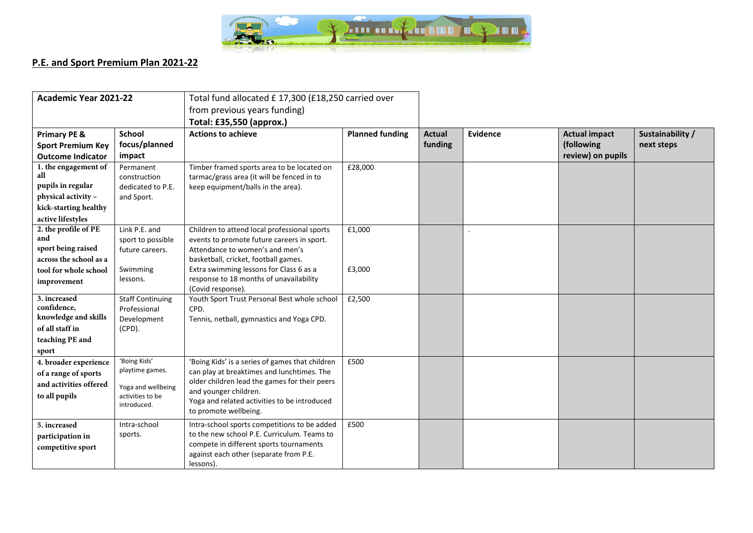## P.E. and Sport Premium Plan 2021-22

| Academic Year 2021-22 | | Total fund allocated £ 17,300 (£18,250 carried over from previous years funding) **Total: £35,550 (approx.)** | | | | | |
|---|---|---|---|---|---|---|---|
| **Primary PE & Sport Premium Key Outcome Indicator** | **School focus/planned impact** | **Actions to achieve** | **Planned funding** | **Actual funding** | **Evidence** | **Actual impact (following review) on pupils** | **Sustainability / next steps** |
| 1. the engagement of all pupils in regular physical activity – kick-starting healthy active lifestyles | Permanent construction dedicated to P.E. and Sport. | Timber framed sports area to be located on tarmac/grass area (it will be fenced in to keep equipment/balls in the area). | £28,000 | | | | |
| 2. the profile of PE and sport being raised across the school as a tool for whole school improvement | Link P.E. and sport to possible future careers.<br><br>Swimming lessons. | Children to attend local professional sports events to promote future careers in sport. Attendance to women's and men's basketball, cricket, football games.<br>Extra swimming lessons for Class 6 as a response to 18 months of unavailability (Covid response). | £1,000<br><br>£3,000 | | . | | |
| 3. increased confidence, knowledge and skills of all staff in teaching PE and sport | Staff Continuing Professional Development (CPD). | Youth Sport Trust Personal Best whole school CPD.<br>Tennis, netball, gymnastics and Yoga CPD. | £2,500 | | | | |
| 4. broader experience of a range of sports and activities offered to all pupils | 'Boing Kids' playtime games.<br><br>Yoga and wellbeing activities to be introduced. | 'Boing Kids' is a series of games that children can play at breaktimes and lunchtimes. The older children lead the games for their peers and younger children.<br>Yoga and related activities to be introduced to promote wellbeing. | £500 | | | | |
| 5. increased participation in competitive sport | Intra-school sports. | Intra-school sports competitions to be added to the new school P.E. Curriculum. Teams to compete in different sports tournaments against each other (separate from P.E. lessons). | £500 | | | | |